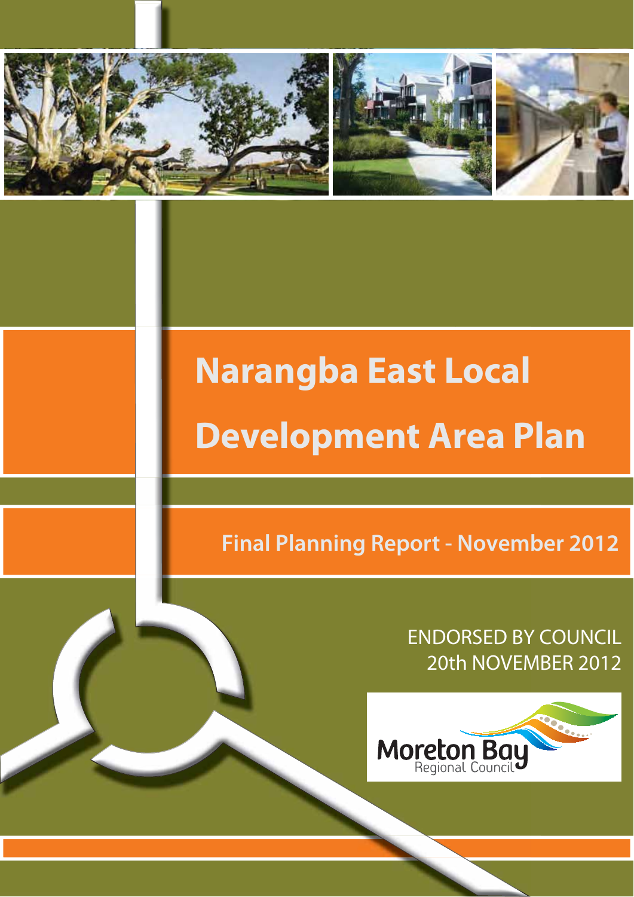# Narangba East Local Development Area Plan

## Final Planning Report - November 2012

ENDORSED BY COUNCIL
20th NOVEMBER 2012

Moreton Bay Regional Council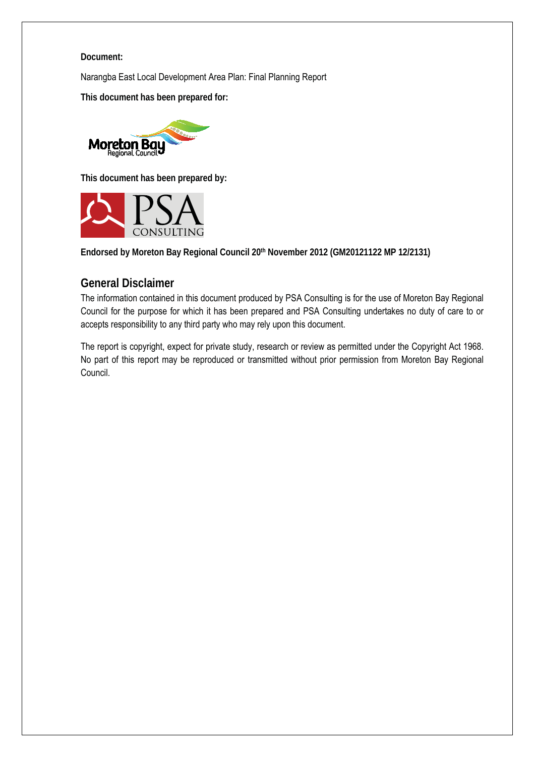**Document:**

Narangba East Local Development Area Plan: Final Planning Report

**This document has been prepared for:**

**This document has been prepared by:**

**Endorsed by Moreton Bay Regional Council 20th November 2012 (GM20121122 MP 12/2131)**

## General Disclaimer

The information contained in this document produced by PSA Consulting is for the use of Moreton Bay Regional Council for the purpose for which it has been prepared and PSA Consulting undertakes no duty of care to or accepts responsibility to any third party who may rely upon this document.

The report is copyright, expect for private study, research or review as permitted under the Copyright Act 1968. No part of this report may be reproduced or transmitted without prior permission from Moreton Bay Regional Council.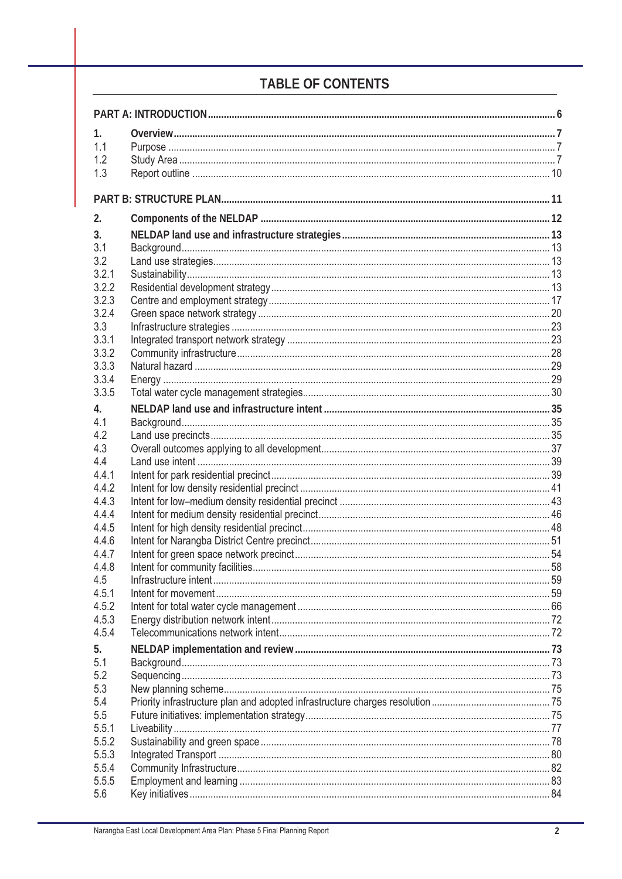# TABLE OF CONTENTS

**PART A: INTRODUCTION** .......... 6

**1. Overview** .......... 7

1.1 Purpose .......... 7
1.2 Study Area .......... 7
1.3 Report outline .......... 10

**PART B: STRUCTURE PLAN** .......... 11

**2. Components of the NELDAP** .......... 12

**3. NELDAP land use and infrastructure strategies** .......... 13

3.1 Background .......... 13
3.2 Land use strategies .......... 13
3.2.1 Sustainability .......... 13
3.2.2 Residential development strategy .......... 13
3.2.3 Centre and employment strategy .......... 17
3.2.4 Green space network strategy .......... 20
3.3 Infrastructure strategies .......... 23
3.3.1 Integrated transport network strategy .......... 23
3.3.2 Community infrastructure .......... 28
3.3.3 Natural hazard .......... 29
3.3.4 Energy .......... 29
3.3.5 Total water cycle management strategies .......... 30

**4. NELDAP land use and infrastructure intent** .......... 35

4.1 Background .......... 35
4.2 Land use precincts .......... 35
4.3 Overall outcomes applying to all development .......... 37
4.4 Land use intent .......... 39
4.4.1 Intent for park residential precinct .......... 39
4.4.2 Intent for low density residential precinct .......... 41
4.4.3 Intent for low–medium density residential precinct .......... 43
4.4.4 Intent for medium density residential precinct .......... 46
4.4.5 Intent for high density residential precinct .......... 48
4.4.6 Intent for Narangba District Centre precinct .......... 51
4.4.7 Intent for green space network precinct .......... 54
4.4.8 Intent for community facilities .......... 58
4.5 Infrastructure intent .......... 59
4.5.1 Intent for movement .......... 59
4.5.2 Intent for total water cycle management .......... 66
4.5.3 Energy distribution network intent .......... 72
4.5.4 Telecommunications network intent .......... 72

**5. NELDAP implementation and review** .......... 73

5.1 Background .......... 73
5.2 Sequencing .......... 73
5.3 New planning scheme .......... 75
5.4 Priority infrastructure plan and adopted infrastructure charges resolution .......... 75
5.5 Future initiatives: implementation strategy .......... 75
5.5.1 Liveability .......... 77
5.5.2 Sustainability and green space .......... 78
5.5.3 Integrated Transport .......... 80
5.5.4 Community Infrastructure .......... 82
5.5.5 Employment and learning .......... 83
5.6 Key initiatives .......... 84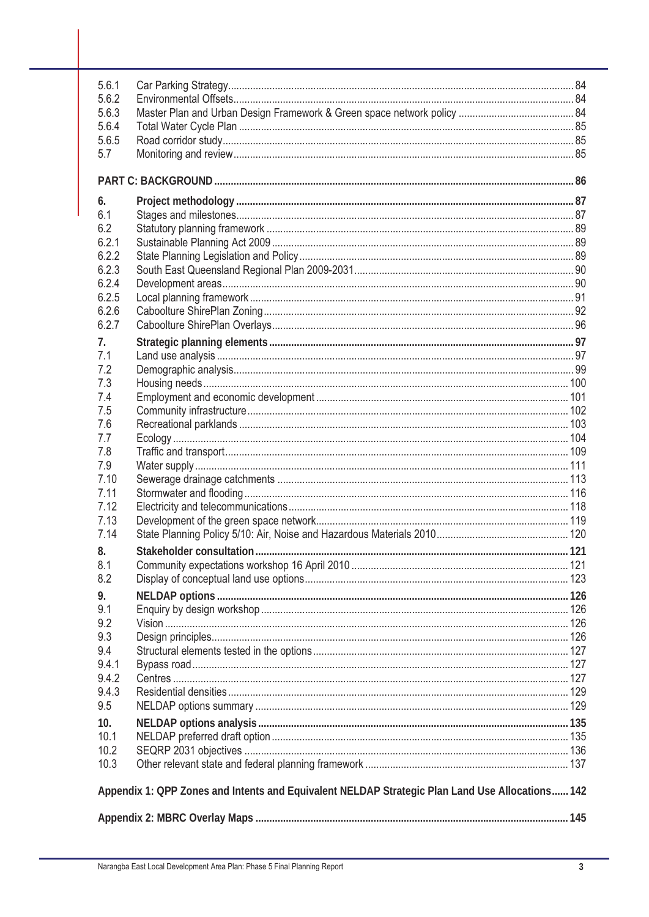| | | |
|---|---|---|
| 5.6.1 | Car Parking Strategy | 84 |
| 5.6.2 | Environmental Offsets | 84 |
| 5.6.3 | Master Plan and Urban Design Framework & Green space network policy | 84 |
| 5.6.4 | Total Water Cycle Plan | 85 |
| 5.6.5 | Road corridor study | 85 |
| 5.7 | Monitoring and review | 85 |
| **PART C: BACKGROUND** | | **86** |
| **6.** | **Project methodology** | **87** |
| 6.1 | Stages and milestones | 87 |
| 6.2 | Statutory planning framework | 89 |
| 6.2.1 | Sustainable Planning Act 2009 | 89 |
| 6.2.2 | State Planning Legislation and Policy | 89 |
| 6.2.3 | South East Queensland Regional Plan 2009-2031 | 90 |
| 6.2.4 | Development areas | 90 |
| 6.2.5 | Local planning framework | 91 |
| 6.2.6 | Caboolture ShirePlan Zoning | 92 |
| 6.2.7 | Caboolture ShirePlan Overlays | 96 |
| **7.** | **Strategic planning elements** | **97** |
| 7.1 | Land use analysis | 97 |
| 7.2 | Demographic analysis | 99 |
| 7.3 | Housing needs | 100 |
| 7.4 | Employment and economic development | 101 |
| 7.5 | Community infrastructure | 102 |
| 7.6 | Recreational parklands | 103 |
| 7.7 | Ecology | 104 |
| 7.8 | Traffic and transport | 109 |
| 7.9 | Water supply | 111 |
| 7.10 | Sewerage drainage catchments | 113 |
| 7.11 | Stormwater and flooding | 116 |
| 7.12 | Electricity and telecommunications | 118 |
| 7.13 | Development of the green space network | 119 |
| 7.14 | State Planning Policy 5/10: Air, Noise and Hazardous Materials 2010 | 120 |
| **8.** | **Stakeholder consultation** | **121** |
| 8.1 | Community expectations workshop 16 April 2010 | 121 |
| 8.2 | Display of conceptual land use options | 123 |
| **9.** | **NELDAP options** | **126** |
| 9.1 | Enquiry by design workshop | 126 |
| 9.2 | Vision | 126 |
| 9.3 | Design principles | 126 |
| 9.4 | Structural elements tested in the options | 127 |
| 9.4.1 | Bypass road | 127 |
| 9.4.2 | Centres | 127 |
| 9.4.3 | Residential densities | 129 |
| 9.5 | NELDAP options summary | 129 |
| **10.** | **NELDAP options analysis** | **135** |
| 10.1 | NELDAP preferred draft option | 135 |
| 10.2 | SEQRP 2031 objectives | 136 |
| 10.3 | Other relevant state and federal planning framework | 137 |
| **Appendix 1: QPP Zones and Intents and Equivalent NELDAP Strategic Plan Land Use Allocations** | | **142** |
| **Appendix 2: MBRC Overlay Maps** | | **145** |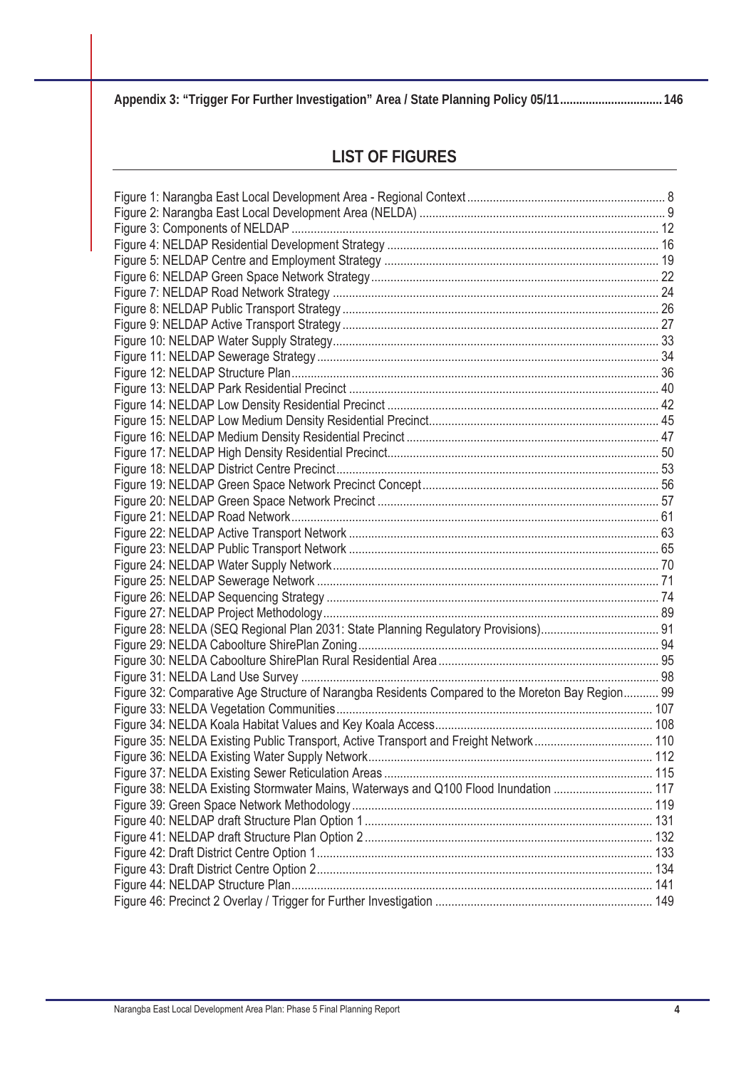**Appendix 3: "Trigger For Further Investigation" Area / State Planning Policy 05/11 ................................ 146**

## LIST OF FIGURES

Figure 1: Narangba East Local Development Area - Regional Context ............................................................ 8
Figure 2: Narangba East Local Development Area (NELDA) ........................................................................... 9
Figure 3: Components of NELDAP ................................................................................................................ 12
Figure 4: NELDAP Residential Development Strategy ................................................................................... 16
Figure 5: NELDAP Centre and Employment Strategy .................................................................................... 19
Figure 6: NELDAP Green Space Network Strategy ........................................................................................ 22
Figure 7: NELDAP Road Network Strategy .................................................................................................... 24
Figure 8: NELDAP Public Transport Strategy ................................................................................................ 26
Figure 9: NELDAP Active Transport Strategy ................................................................................................ 27
Figure 10: NELDAP Water Supply Strategy .................................................................................................... 33
Figure 11: NELDAP Sewerage Strategy ......................................................................................................... 34
Figure 12: NELDAP Structure Plan ................................................................................................................ 36
Figure 13: NELDAP Park Residential Precinct ............................................................................................... 40
Figure 14: NELDAP Low Density Residential Precinct ................................................................................... 42
Figure 15: NELDAP Low Medium Density Residential Precinct ...................................................................... 45
Figure 16: NELDAP Medium Density Residential Precinct ............................................................................. 47
Figure 17: NELDAP High Density Residential Precinct .................................................................................. 50
Figure 18: NELDAP District Centre Precinct ................................................................................................... 53
Figure 19: NELDAP Green Space Network Precinct Concept ......................................................................... 56
Figure 20: NELDAP Green Space Network Precinct ...................................................................................... 57
Figure 21: NELDAP Road Network ................................................................................................................. 61
Figure 22: NELDAP Active Transport Network ............................................................................................... 63
Figure 23: NELDAP Public Transport Network ............................................................................................... 65
Figure 24: NELDAP Water Supply Network .................................................................................................... 70
Figure 25: NELDAP Sewerage Network ......................................................................................................... 71
Figure 26: NELDAP Sequencing Strategy ...................................................................................................... 74
Figure 27: NELDAP Project Methodology ....................................................................................................... 89
Figure 28: NELDA (SEQ Regional Plan 2031: State Planning Regulatory Provisions) .................................... 91
Figure 29: NELDA Caboolture ShirePlan Zoning ............................................................................................ 94
Figure 30: NELDA Caboolture ShirePlan Rural Residential Area .................................................................... 95
Figure 31: NELDA Land Use Survey .............................................................................................................. 98
Figure 32: Comparative Age Structure of Narangba Residents Compared to the Moreton Bay Region ........... 99
Figure 33: NELDA Vegetation Communities ................................................................................................. 107
Figure 34: NELDA Koala Habitat Values and Key Koala Access ................................................................... 108
Figure 35: NELDA Existing Public Transport, Active Transport and Freight Network .................................... 110
Figure 36: NELDA Existing Water Supply Network ....................................................................................... 112
Figure 37: NELDA Existing Sewer Reticulation Areas ................................................................................... 115
Figure 38: NELDA Existing Stormwater Mains, Waterways and Q100 Flood Inundation ............................... 117
Figure 39: Green Space Network Methodology ............................................................................................ 119
Figure 40: NELDAP draft Structure Plan Option 1 ........................................................................................ 131
Figure 41: NELDAP draft Structure Plan Option 2 ........................................................................................ 132
Figure 42: Draft District Centre Option 1 ....................................................................................................... 133
Figure 43: Draft District Centre Option 2 ....................................................................................................... 134
Figure 44: NELDAP Structure Plan ............................................................................................................... 141
Figure 46: Precinct 2 Overlay / Trigger for Further Investigation ................................................................... 149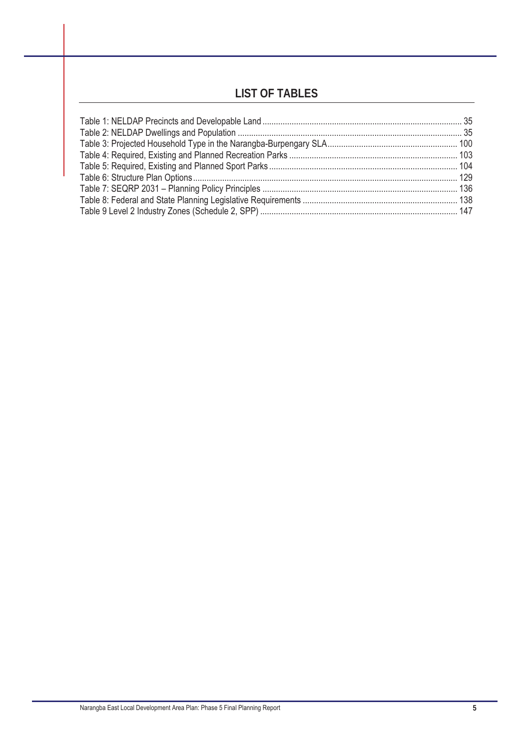## LIST OF TABLES

Table 1: NELDAP Precincts and Developable Land ........ 35
Table 2: NELDAP Dwellings and Population ........ 35
Table 3: Projected Household Type in the Narangba-Burpengary SLA ........ 100
Table 4: Required, Existing and Planned Recreation Parks ........ 103
Table 5: Required, Existing and Planned Sport Parks ........ 104
Table 6: Structure Plan Options ........ 129
Table 7: SEQRP 2031 – Planning Policy Principles ........ 136
Table 8: Federal and State Planning Legislative Requirements ........ 138
Table 9 Level 2 Industry Zones (Schedule 2, SPP) ........ 147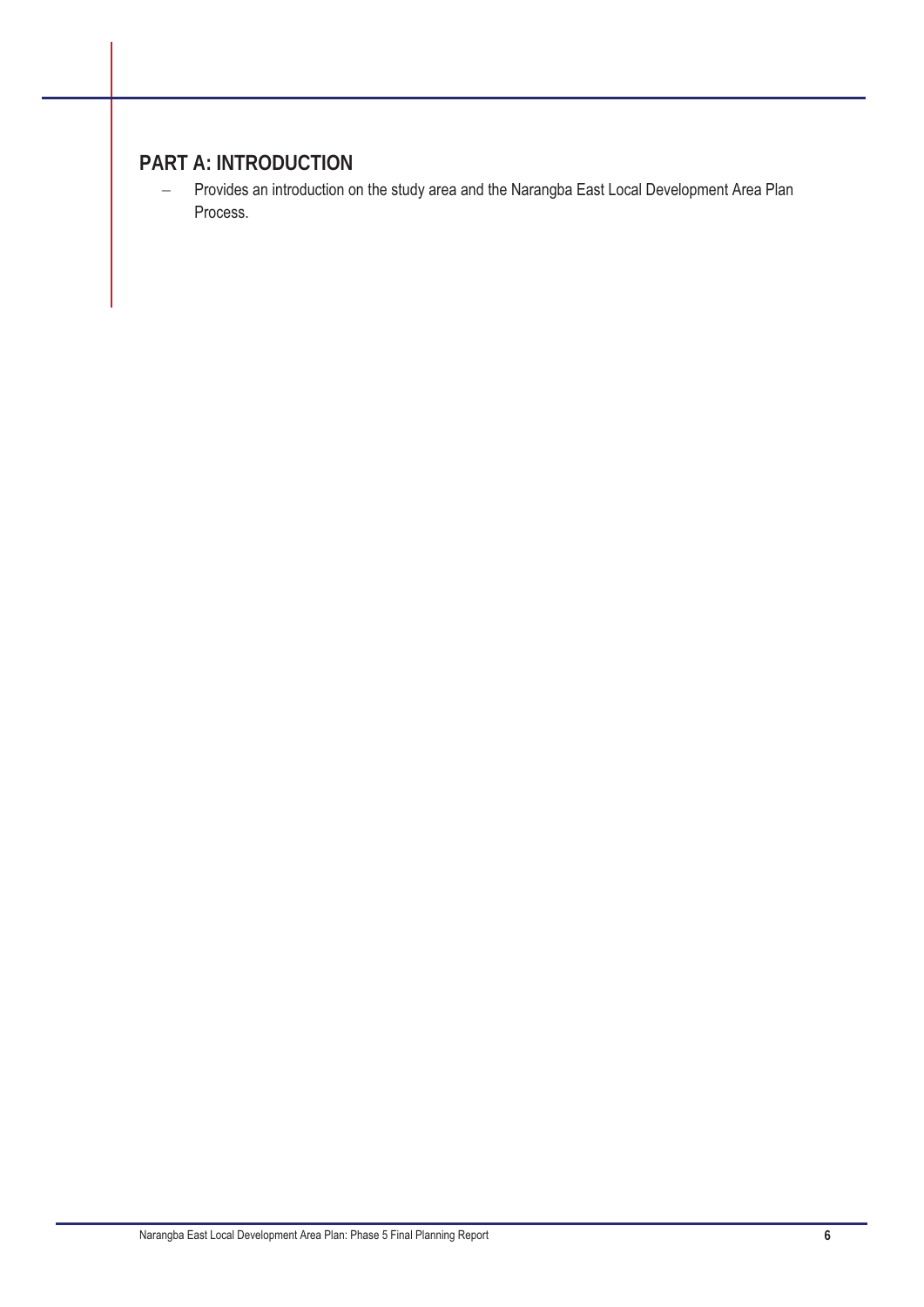## PART A: INTRODUCTION

- Provides an introduction on the study area and the Narangba East Local Development Area Plan Process.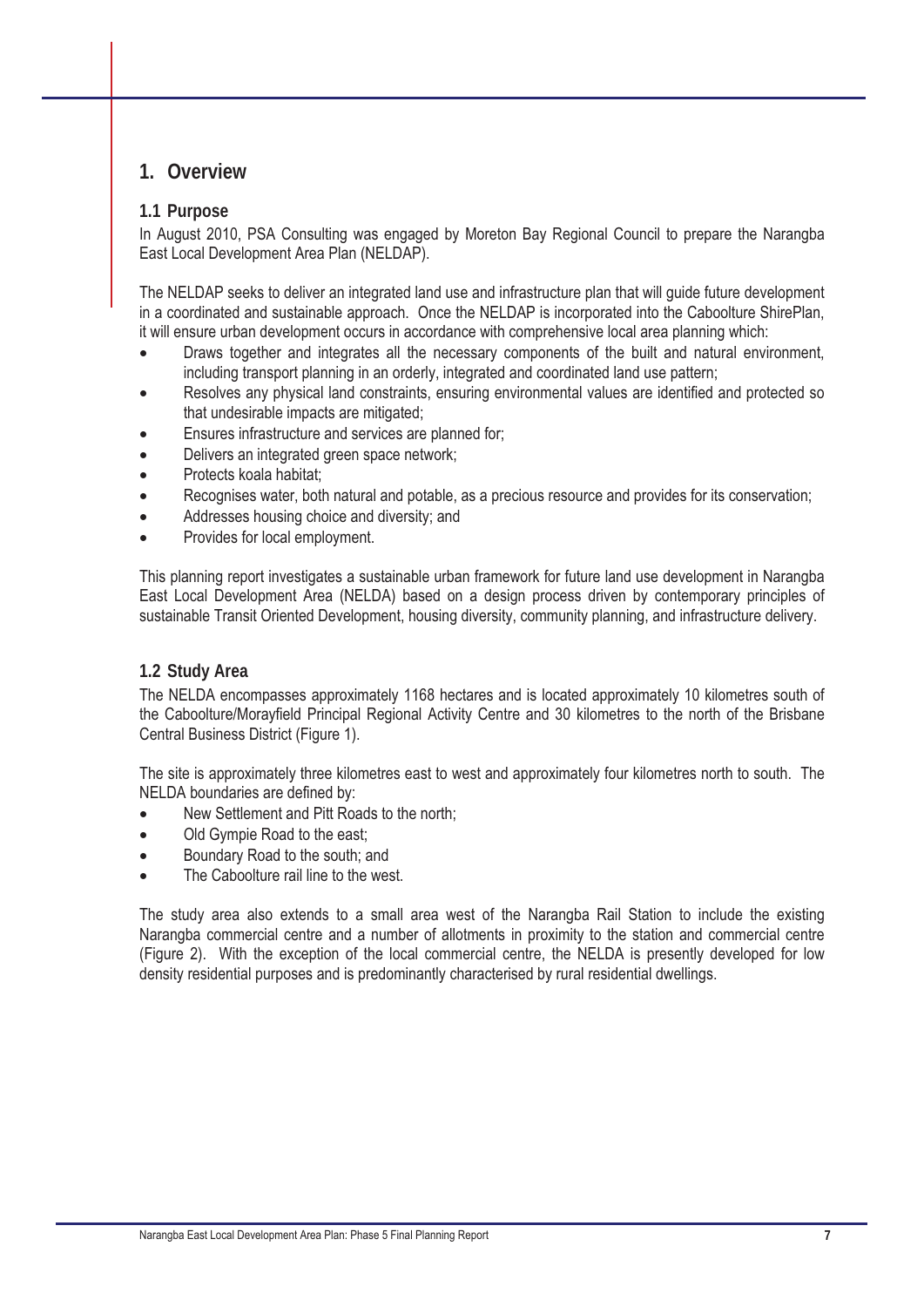# 1. Overview

## 1.1 Purpose

In August 2010, PSA Consulting was engaged by Moreton Bay Regional Council to prepare the Narangba East Local Development Area Plan (NELDAP).

The NELDAP seeks to deliver an integrated land use and infrastructure plan that will guide future development in a coordinated and sustainable approach. Once the NELDAP is incorporated into the Caboolture ShirePlan, it will ensure urban development occurs in accordance with comprehensive local area planning which:

- Draws together and integrates all the necessary components of the built and natural environment, including transport planning in an orderly, integrated and coordinated land use pattern;
- Resolves any physical land constraints, ensuring environmental values are identified and protected so that undesirable impacts are mitigated;
- Ensures infrastructure and services are planned for;
- Delivers an integrated green space network;
- Protects koala habitat;
- Recognises water, both natural and potable, as a precious resource and provides for its conservation;
- Addresses housing choice and diversity; and
- Provides for local employment.

This planning report investigates a sustainable urban framework for future land use development in Narangba East Local Development Area (NELDA) based on a design process driven by contemporary principles of sustainable Transit Oriented Development, housing diversity, community planning, and infrastructure delivery.

## 1.2 Study Area

The NELDA encompasses approximately 1168 hectares and is located approximately 10 kilometres south of the Caboolture/Morayfield Principal Regional Activity Centre and 30 kilometres to the north of the Brisbane Central Business District (Figure 1).

The site is approximately three kilometres east to west and approximately four kilometres north to south. The NELDA boundaries are defined by:

- New Settlement and Pitt Roads to the north;
- Old Gympie Road to the east;
- Boundary Road to the south; and
- The Caboolture rail line to the west.

The study area also extends to a small area west of the Narangba Rail Station to include the existing Narangba commercial centre and a number of allotments in proximity to the station and commercial centre (Figure 2). With the exception of the local commercial centre, the NELDA is presently developed for low density residential purposes and is predominantly characterised by rural residential dwellings.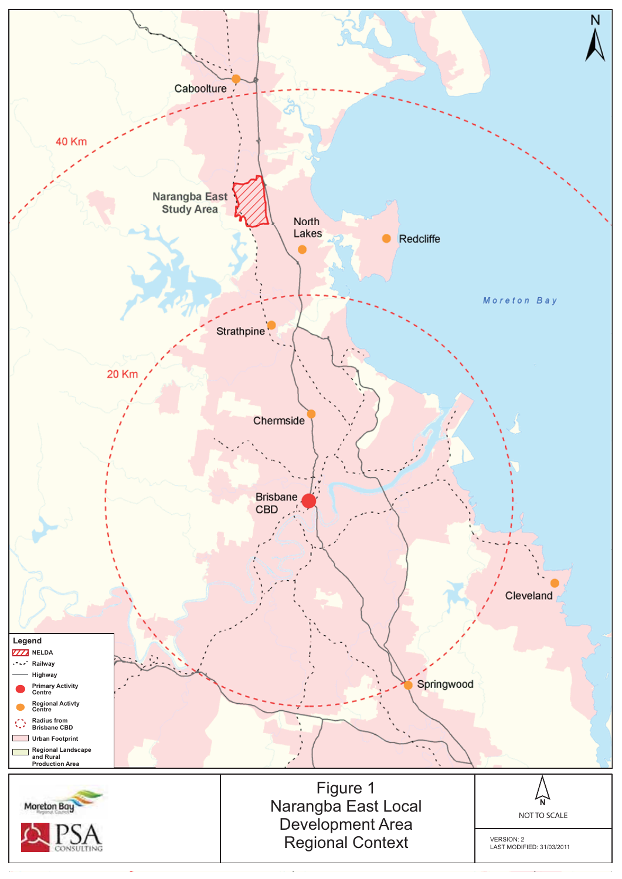Figure 1
Narangba East Local Development Area
Regional Context

NOT TO SCALE

VERSION: 2
LAST MODIFIED: 31/03/2011

**Legend**

- NELDA
- Railway
- Highway
- Primary Activity Centre
- Regional Activty Centre
- Radius from Brisbane CBD
- Urban Footprint
- Regional Landscape and Rural Production Area

Caboolture
40 Km
Narangba East Study Area
North Lakes
Redcliffe
Moreton Bay
Strathpine
20 Km
Chermside
Brisbane CBD
Cleveland
Springwood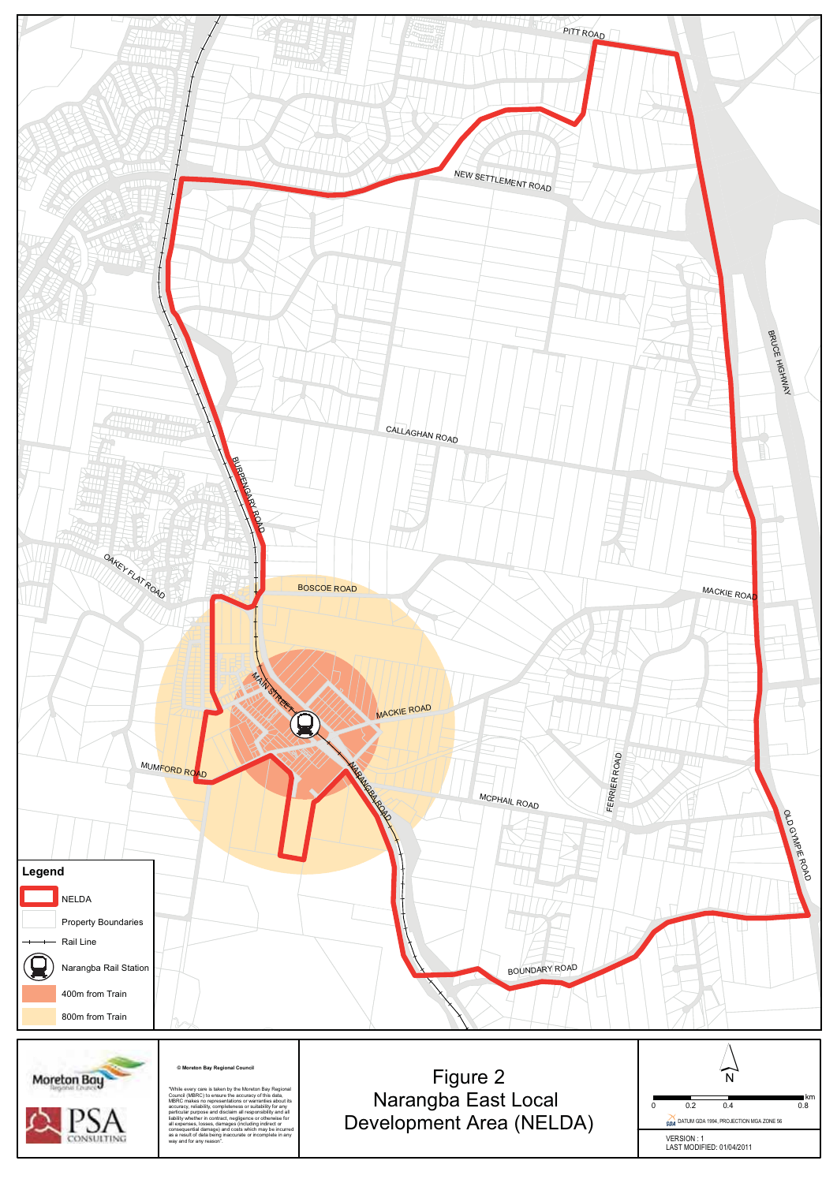PITT ROAD

NEW SETTLEMENT ROAD

BRUCE HIGHWAY

CALLAGHAN ROAD

BURPENGARY ROAD

OAKEY FLAT ROAD

BOSCOE ROAD

MACKIE ROAD

MAIN STREET

MACKIE ROAD

MUMFORD ROAD

NARANGBA ROAD

MCPHAIL ROAD

FERRIER ROAD

OLD GYMPIE ROAD

BOUNDARY ROAD

**Legend**

- NELDA
- Property Boundaries
- Rail Line
- Narangba Rail Station
- 400m from Train
- 800m from Train

Moreton Bay Regional Council

PSA CONSULTING

© Moreton Bay Regional Council

"While every care is taken by the Moreton Bay Regional Council (MBRC) to ensure the accuracy of this data, MBRC makes no representations or warranties about its accuracy, reliability, completeness or suitability for any particular purpose and disclaim all responsibility and all liability whether in contract, negligence or otherwise for all expenses, losses, damages (including indirect or consequential damage) and costs which may be incurred as a result of data being inaccurate or incomplete in any way and for any reason".

# Figure 2
## Narangba East Local Development Area (NELDA)

N

0 0.2 0.4 0.8 km

DATUM GDA 1994, PROJECTION MGA ZONE 56

VERSION : 1
LAST MODIFIED: 01/04/2011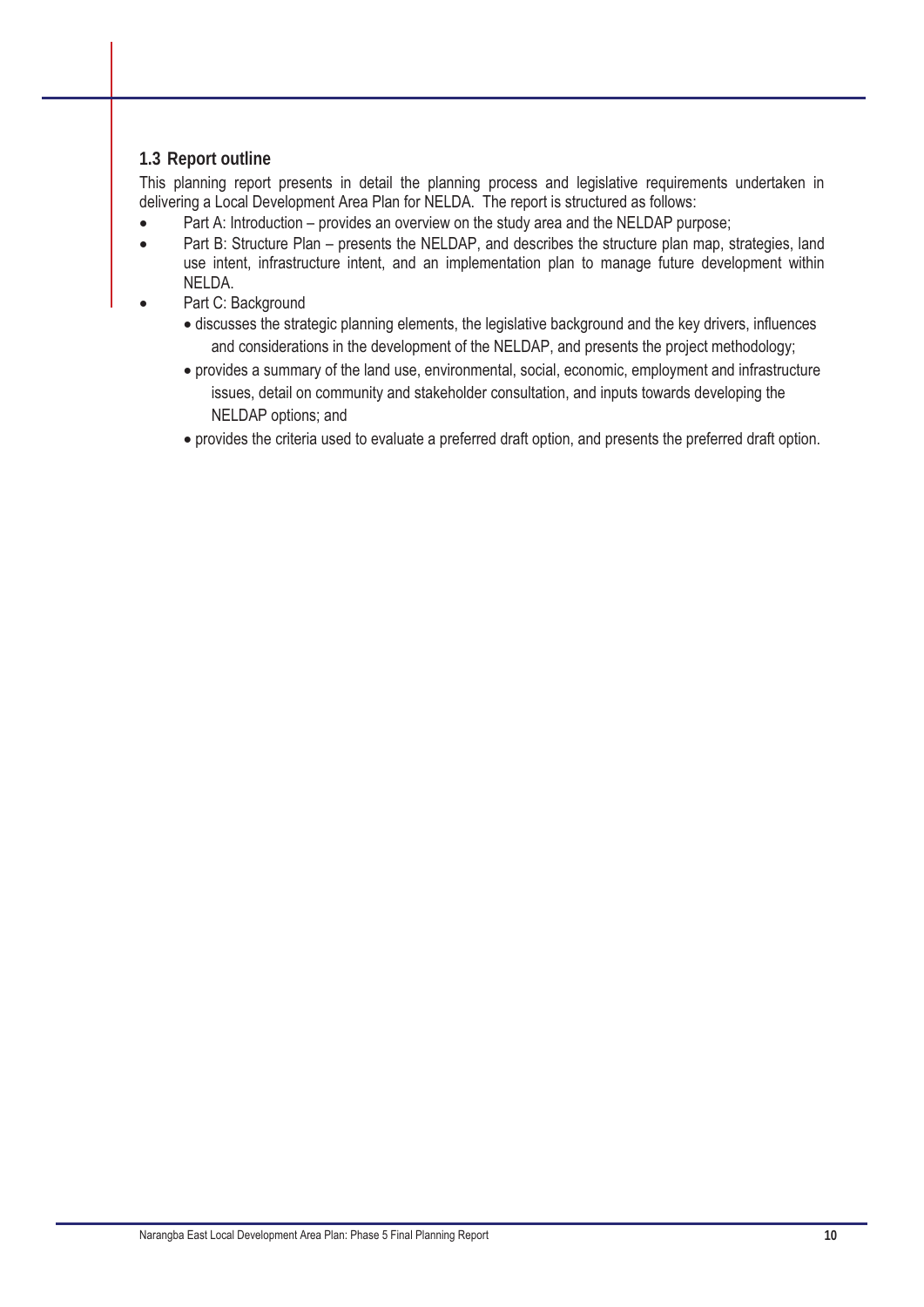## 1.3 Report outline

This planning report presents in detail the planning process and legislative requirements undertaken in delivering a Local Development Area Plan for NELDA. The report is structured as follows:

- Part A: Introduction – provides an overview on the study area and the NELDAP purpose;
- Part B: Structure Plan – presents the NELDAP, and describes the structure plan map, strategies, land use intent, infrastructure intent, and an implementation plan to manage future development within NELDA.
- Part C: Background
  - discusses the strategic planning elements, the legislative background and the key drivers, influences and considerations in the development of the NELDAP, and presents the project methodology;
  - provides a summary of the land use, environmental, social, economic, employment and infrastructure issues, detail on community and stakeholder consultation, and inputs towards developing the NELDAP options; and
  - provides the criteria used to evaluate a preferred draft option, and presents the preferred draft option.